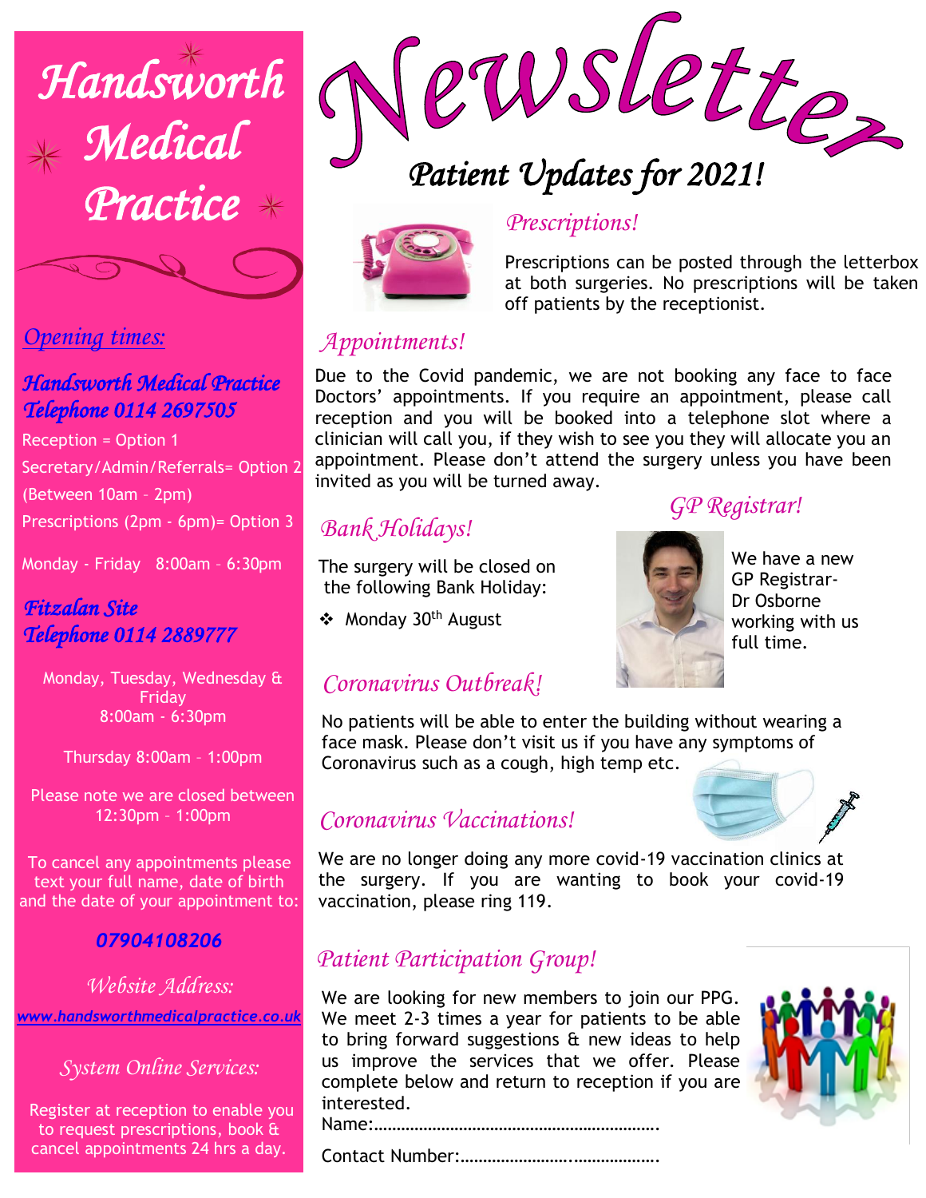# Handsworth Medical Practice

## Opening times:

### Handsworth Medical Practice
### Telephone 0114 2697505

Reception = Option 1

Secretary/Admin/Referrals= Option 2 (Between 10am - 2pm)

Prescriptions (2pm - 6pm)= Option 3

Monday - Friday 8:00am – 6:30pm

### Fitzalan Site
### Telephone 0114 2889777

Monday, Tuesday, Wednesday & Friday
8:00am - 6:30pm

Thursday 8:00am – 1:00pm

Please note we are closed between 12:30pm – 1:00pm

To cancel any appointments please text your full name, date of birth and the date of your appointment to:

**07904108206**

### Website Address:

www.handsworthmedicalpractice.co.uk

### System Online Services:

Register at reception to enable you to request prescriptions, book & cancel appointments 24 hrs a day.

# Newsletter

## Patient Updates for 2021!

### Prescriptions!

Prescriptions can be posted through the letterbox at both surgeries. No prescriptions will be taken off patients by the receptionist.

### Appointments!

Due to the Covid pandemic, we are not booking any face to face Doctors' appointments. If you require an appointment, please call reception and you will be booked into a telephone slot where a clinician will call you, if they wish to see you they will allocate you an appointment. Please don't attend the surgery unless you have been invited as you will be turned away.

### Bank Holidays!

The surgery will be closed on the following Bank Holiday:

- Monday 30th August

### GP Registrar!

We have a new GP Registrar- Dr Osborne working with us full time.

### Coronavirus Outbreak!

No patients will be able to enter the building without wearing a face mask. Please don't visit us if you have any symptoms of Coronavirus such as a cough, high temp etc.

### Coronavirus Vaccinations!

We are no longer doing any more covid-19 vaccination clinics at the surgery. If you are wanting to book your covid-19 vaccination, please ring 119.

### Patient Participation Group!

We are looking for new members to join our PPG. We meet 2-3 times a year for patients to be able to bring forward suggestions & new ideas to help us improve the services that we offer. Please complete below and return to reception if you are interested.

Name:………………………………………………………….

Contact Number:……………………..……………….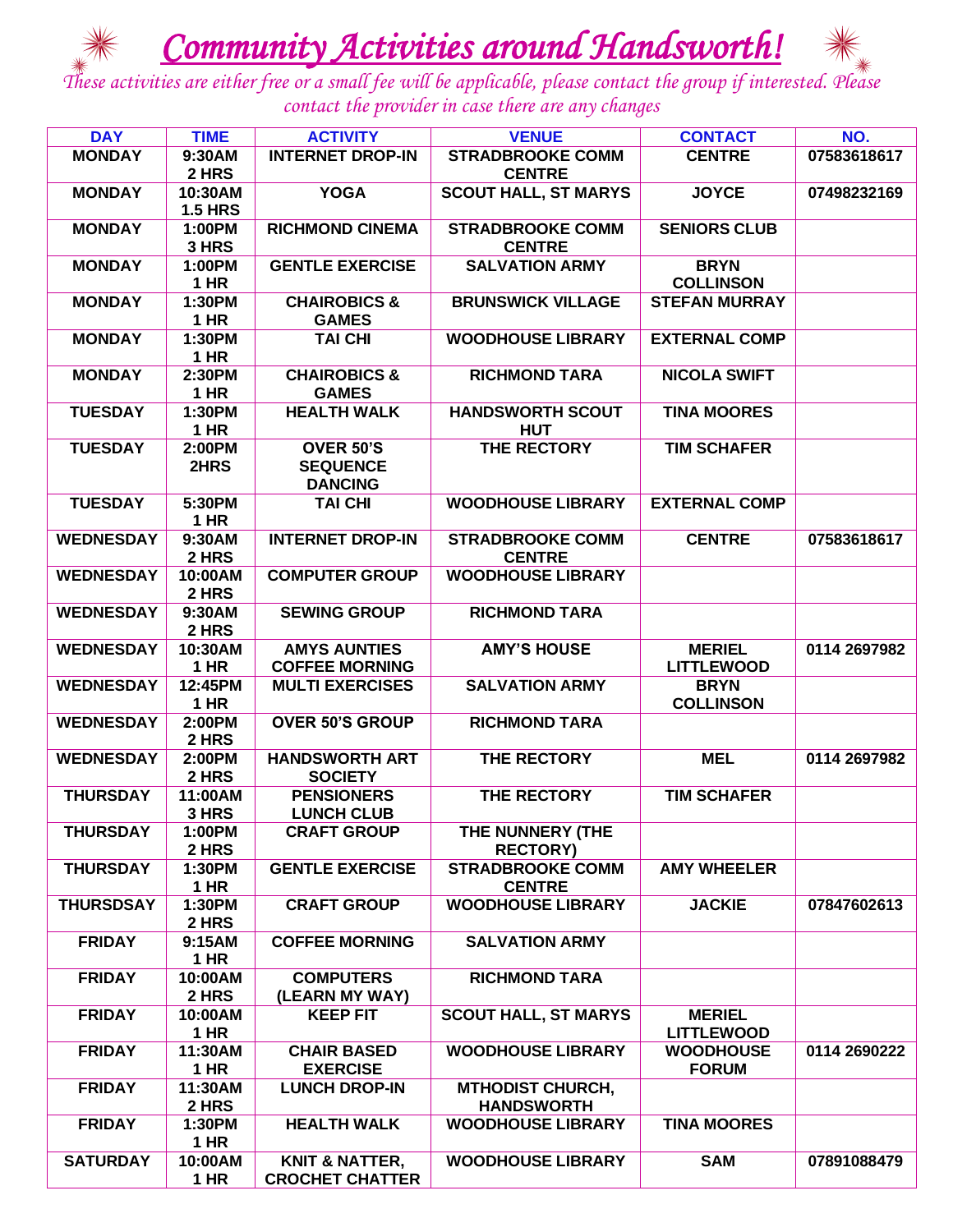# *Community Activities around Handsworth!*

*These activities are either free or a small fee will be applicable, please contact the group if interested. Please contact the provider in case there are any changes*

| DAY | TIME | ACTIVITY | VENUE | CONTACT | NO. |
|---|---|---|---|---|---|
| MONDAY | 9:30AM 2 HRS | INTERNET DROP-IN | STRADBROOKE COMM CENTRE | CENTRE | 07583618617 |
| MONDAY | 10:30AM 1.5 HRS | YOGA | SCOUT HALL, ST MARYS | JOYCE | 07498232169 |
| MONDAY | 1:00PM 3 HRS | RICHMOND CINEMA | STRADBROOKE COMM CENTRE | SENIORS CLUB | |
| MONDAY | 1:00PM 1 HR | GENTLE EXERCISE | SALVATION ARMY | BRYN COLLINSON | |
| MONDAY | 1:30PM 1 HR | CHAIROBICS & GAMES | BRUNSWICK VILLAGE | STEFAN MURRAY | |
| MONDAY | 1:30PM 1 HR | TAI CHI | WOODHOUSE LIBRARY | EXTERNAL COMP | |
| MONDAY | 2:30PM 1 HR | CHAIROBICS & GAMES | RICHMOND TARA | NICOLA SWIFT | |
| TUESDAY | 1:30PM 1 HR | HEALTH WALK | HANDSWORTH SCOUT HUT | TINA MOORES | |
| TUESDAY | 2:00PM 2HRS | OVER 50'S SEQUENCE DANCING | THE RECTORY | TIM SCHAFER | |
| TUESDAY | 5:30PM 1 HR | TAI CHI | WOODHOUSE LIBRARY | EXTERNAL COMP | |
| WEDNESDAY | 9:30AM 2 HRS | INTERNET DROP-IN | STRADBROOKE COMM CENTRE | CENTRE | 07583618617 |
| WEDNESDAY | 10:00AM 2 HRS | COMPUTER GROUP | WOODHOUSE LIBRARY | | |
| WEDNESDAY | 9:30AM 2 HRS | SEWING GROUP | RICHMOND TARA | | |
| WEDNESDAY | 10:30AM 1 HR | AMYS AUNTIES COFFEE MORNING | AMY'S HOUSE | MERIEL LITTLEWOOD | 0114 2697982 |
| WEDNESDAY | 12:45PM 1 HR | MULTI EXERCISES | SALVATION ARMY | BRYN COLLINSON | |
| WEDNESDAY | 2:00PM 2 HRS | OVER 50'S GROUP | RICHMOND TARA | | |
| WEDNESDAY | 2:00PM 2 HRS | HANDSWORTH ART SOCIETY | THE RECTORY | MEL | 0114 2697982 |
| THURSDAY | 11:00AM 3 HRS | PENSIONERS LUNCH CLUB | THE RECTORY | TIM SCHAFER | |
| THURSDAY | 1:00PM 2 HRS | CRAFT GROUP | THE NUNNERY (THE RECTORY) | | |
| THURSDAY | 1:30PM 1 HR | GENTLE EXERCISE | STRADBROOKE COMM CENTRE | AMY WHEELER | |
| THURSDSAY | 1:30PM 2 HRS | CRAFT GROUP | WOODHOUSE LIBRARY | JACKIE | 07847602613 |
| FRIDAY | 9:15AM 1 HR | COFFEE MORNING | SALVATION ARMY | | |
| FRIDAY | 10:00AM 2 HRS | COMPUTERS (LEARN MY WAY) | RICHMOND TARA | | |
| FRIDAY | 10:00AM 1 HR | KEEP FIT | SCOUT HALL, ST MARYS | MERIEL LITTLEWOOD | |
| FRIDAY | 11:30AM 1 HR | CHAIR BASED EXERCISE | WOODHOUSE LIBRARY | WOODHOUSE FORUM | 0114 2690222 |
| FRIDAY | 11:30AM 2 HRS | LUNCH DROP-IN | MTHODIST CHURCH, HANDSWORTH | | |
| FRIDAY | 1:30PM 1 HR | HEALTH WALK | WOODHOUSE LIBRARY | TINA MOORES | |
| SATURDAY | 10:00AM 1 HR | KNIT & NATTER, CROCHET CHATTER | WOODHOUSE LIBRARY | SAM | 07891088479 |